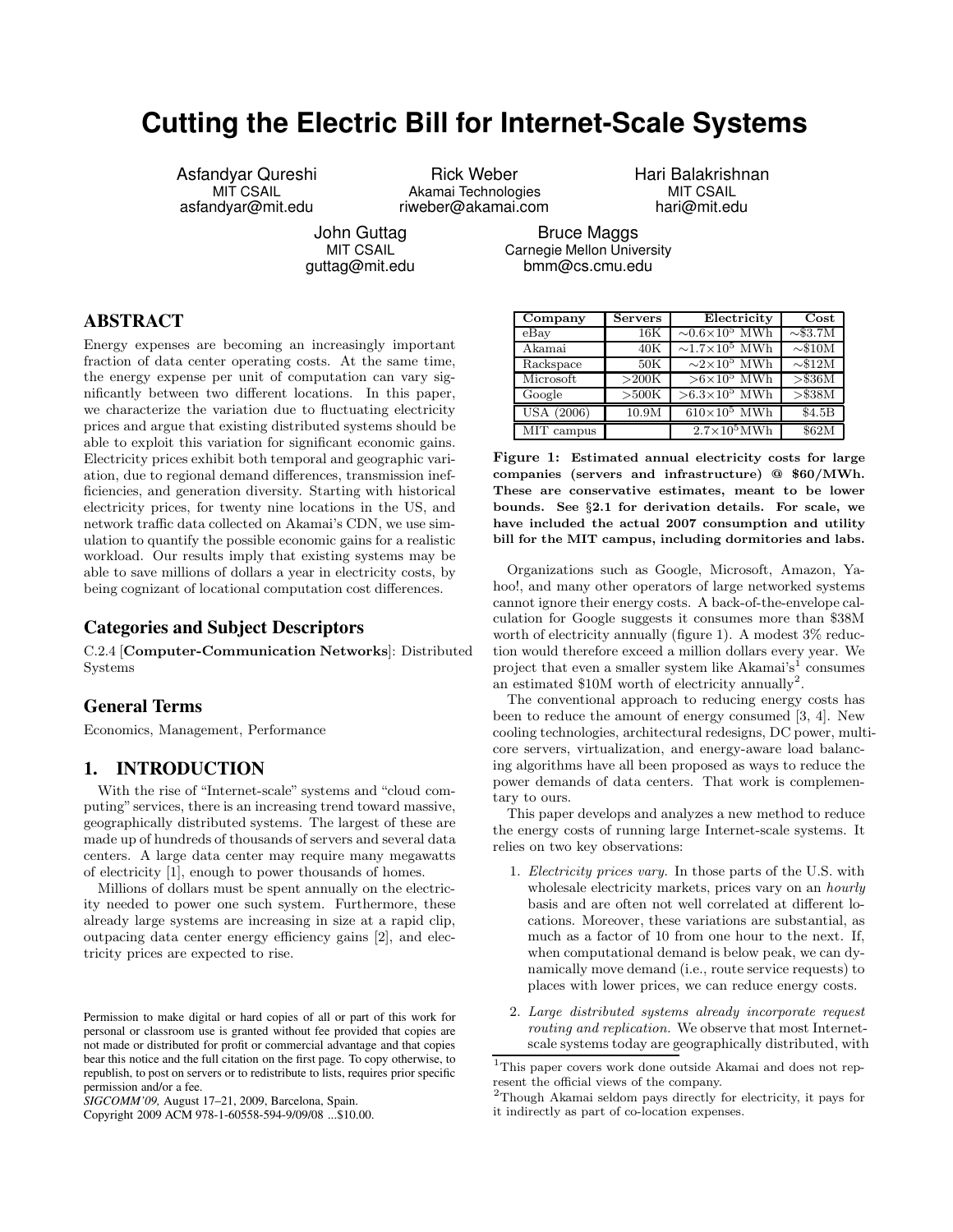# Cutting the Electric Bill for Internet-Scale Systems

Asfandyar Qureshi
MIT CSAIL
asfandyar@mit.edu

Rick Weber
Akamai Technologies
riweber@akamai.com

Hari Balakrishnan
MIT CSAIL
hari@mit.edu

John Guttag
MIT CSAIL
guttag@mit.edu

Bruce Maggs
Carnegie Mellon University
bmm@cs.cmu.edu

## ABSTRACT

Energy expenses are becoming an increasingly important fraction of data center operating costs. At the same time, the energy expense per unit of computation can vary significantly between two different locations. In this paper, we characterize the variation due to fluctuating electricity prices and argue that existing distributed systems should be able to exploit this variation for significant economic gains. Electricity prices exhibit both temporal and geographic variation, due to regional demand differences, transmission inefficiencies, and generation diversity. Starting with historical electricity prices, for twenty nine locations in the US, and network traffic data collected on Akamai's CDN, we use simulation to quantify the possible economic gains for a realistic workload. Our results imply that existing systems may be able to save millions of dollars a year in electricity costs, by being cognizant of locational computation cost differences.

## Categories and Subject Descriptors

C.2.4 [**Computer-Communication Networks**]: Distributed Systems

## General Terms

Economics, Management, Performance

## 1. INTRODUCTION

With the rise of "Internet-scale" systems and "cloud computing" services, there is an increasing trend toward massive, geographically distributed systems. The largest of these are made up of hundreds of thousands of servers and several data centers. A large data center may require many megawatts of electricity [1], enough to power thousands of homes.

Millions of dollars must be spent annually on the electricity needed to power one such system. Furthermore, these already large systems are increasing in size at a rapid clip, outpacing data center energy efficiency gains [2], and electricity prices are expected to rise.

| Company | Servers | Electricity | Cost |
|---|---|---|---|
| eBay | 16K | $\sim 0.6\times10^5$ MWh | ~\$3.7M |
| Akamai | 40K | $\sim 1.7\times10^5$ MWh | ~\$10M |
| Rackspace | 50K | $\sim 2\times10^5$ MWh | ~\$12M |
| Microsoft | >200K | $>6\times10^5$ MWh | >\$36M |
| Google | >500K | $>6.3\times10^5$ MWh | >\$38M |
| USA (2006) | 10.9M | $610\times10^5$ MWh | \$4.5B |
| MIT campus | | $2.7\times10^5$MWh | \$62M |

**Figure 1: Estimated annual electricity costs for large companies (servers and infrastructure) @ \$60/MWh. These are conservative estimates, meant to be lower bounds. See §2.1 for derivation details. For scale, we have included the actual 2007 consumption and utility bill for the MIT campus, including dormitories and labs.**

Organizations such as Google, Microsoft, Amazon, Yahoo!, and many other operators of large networked systems cannot ignore their energy costs. A back-of-the-envelope calculation for Google suggests it consumes more than \$38M worth of electricity annually (figure 1). A modest 3% reduction would therefore exceed a million dollars every year. We project that even a smaller system like Akamai's[1] consumes an estimated \$10M worth of electricity annually[2].

The conventional approach to reducing energy costs has been to reduce the amount of energy consumed [3, 4]. New cooling technologies, architectural redesigns, DC power, multi-core servers, virtualization, and energy-aware load balancing algorithms have all been proposed as ways to reduce the power demands of data centers. That work is complementary to ours.

This paper develops and analyzes a new method to reduce the energy costs of running large Internet-scale systems. It relies on two key observations:

1. *Electricity prices vary.* In those parts of the U.S. with wholesale electricity markets, prices vary on an *hourly* basis and are often not well correlated at different locations. Moreover, these variations are substantial, as much as a factor of 10 from one hour to the next. If, when computational demand is below peak, we can dynamically move demand (i.e., route service requests) to places with lower prices, we can reduce energy costs.

2. *Large distributed systems already incorporate request routing and replication.* We observe that most Internet-scale systems today are geographically distributed, with

[1] This paper covers work done outside Akamai and does not represent the official views of the company.

[2] Though Akamai seldom pays directly for electricity, it pays for it indirectly as part of co-location expenses.

Permission to make digital or hard copies of all or part of this work for personal or classroom use is granted without fee provided that copies are not made or distributed for profit or commercial advantage and that copies bear this notice and the full citation on the first page. To copy otherwise, to republish, to post on servers or to redistribute to lists, requires prior specific permission and/or a fee.
*SIGCOMM'09,* August 17–21, 2009, Barcelona, Spain.
Copyright 2009 ACM 978-1-60558-594-9/09/08 ...\$10.00.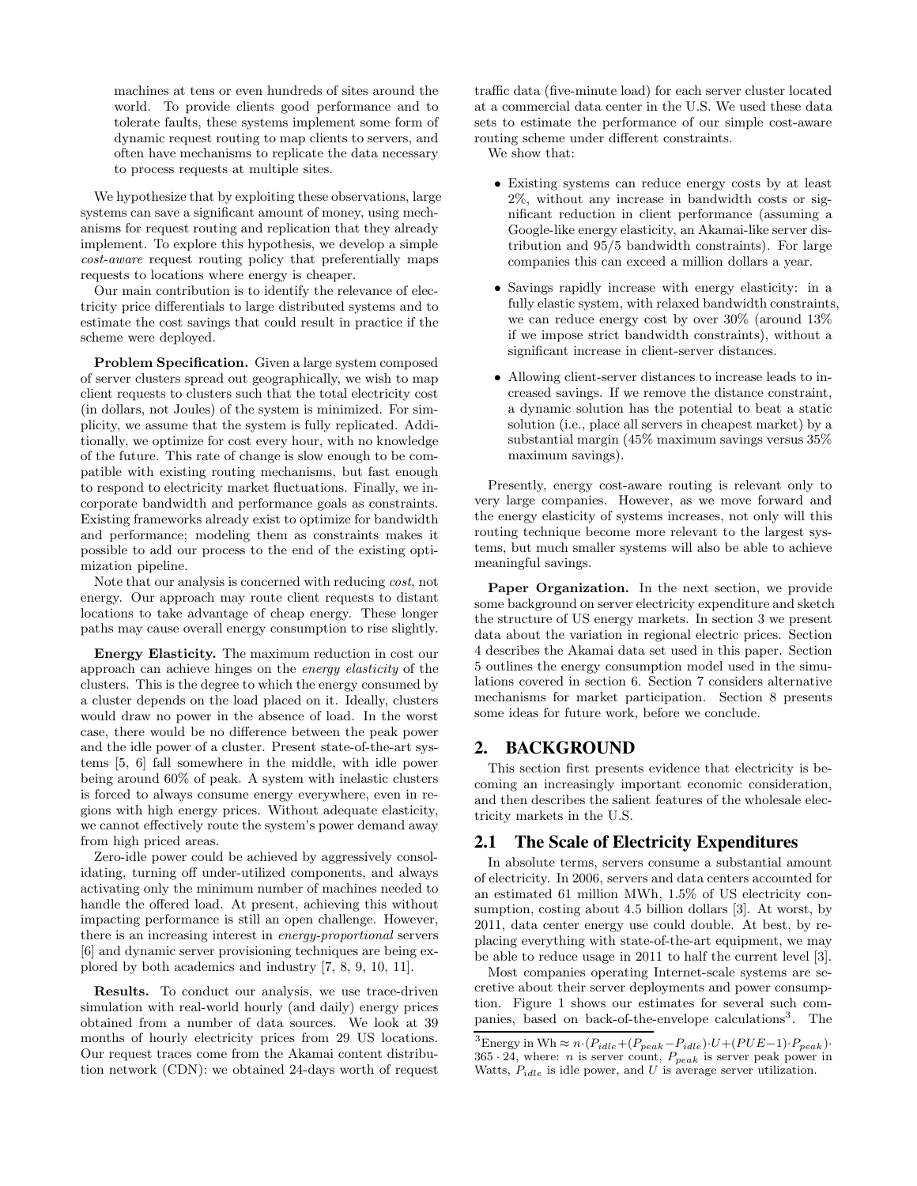machines at tens or even hundreds of sites around the world. To provide clients good performance and to tolerate faults, these systems implement some form of dynamic request routing to map clients to servers, and often have mechanisms to replicate the data necessary to process requests at multiple sites.

We hypothesize that by exploiting these observations, large systems can save a significant amount of money, using mechanisms for request routing and replication that they already implement. To explore this hypothesis, we develop a simple *cost-aware* request routing policy that preferentially maps requests to locations where energy is cheaper.

Our main contribution is to identify the relevance of electricity price differentials to large distributed systems and to estimate the cost savings that could result in practice if the scheme were deployed.

**Problem Specification.** Given a large system composed of server clusters spread out geographically, we wish to map client requests to clusters such that the total electricity cost (in dollars, not Joules) of the system is minimized. For simplicity, we assume that the system is fully replicated. Additionally, we optimize for cost every hour, with no knowledge of the future. This rate of change is slow enough to be compatible with existing routing mechanisms, but fast enough to respond to electricity market fluctuations. Finally, we incorporate bandwidth and performance goals as constraints. Existing frameworks already exist to optimize for bandwidth and performance; modeling them as constraints makes it possible to add our process to the end of the existing optimization pipeline.

Note that our analysis is concerned with reducing *cost*, not energy. Our approach may route client requests to distant locations to take advantage of cheap energy. These longer paths may cause overall energy consumption to rise slightly.

**Energy Elasticity.** The maximum reduction in cost our approach can achieve hinges on the *energy elasticity* of the clusters. This is the degree to which the energy consumed by a cluster depends on the load placed on it. Ideally, clusters would draw no power in the absence of load. In the worst case, there would be no difference between the peak power and the idle power of a cluster. Present state-of-the-art systems [5, 6] fall somewhere in the middle, with idle power being around 60% of peak. A system with inelastic clusters is forced to always consume energy everywhere, even in regions with high energy prices. Without adequate elasticity, we cannot effectively route the system's power demand away from high priced areas.

Zero-idle power could be achieved by aggressively consolidating, turning off under-utilized components, and always activating only the minimum number of machines needed to handle the offered load. At present, achieving this without impacting performance is still an open challenge. However, there is an increasing interest in *energy-proportional* servers [6] and dynamic server provisioning techniques are being explored by both academics and industry [7, 8, 9, 10, 11].

**Results.** To conduct our analysis, we use trace-driven simulation with real-world hourly (and daily) energy prices obtained from a number of data sources. We look at 39 months of hourly electricity prices from 29 US locations. Our request traces come from the Akamai content distribution network (CDN): we obtained 24-days worth of request traffic data (five-minute load) for each server cluster located at a commercial data center in the U.S. We used these data sets to estimate the performance of our simple cost-aware routing scheme under different constraints.

We show that:

- Existing systems can reduce energy costs by at least 2%, without any increase in bandwidth costs or significant reduction in client performance (assuming a Google-like energy elasticity, an Akamai-like server distribution and 95/5 bandwidth constraints). For large companies this can exceed a million dollars a year.
- Savings rapidly increase with energy elasticity: in a fully elastic system, with relaxed bandwidth constraints, we can reduce energy cost by over 30% (around 13% if we impose strict bandwidth constraints), without a significant increase in client-server distances.
- Allowing client-server distances to increase leads to increased savings. If we remove the distance constraint, a dynamic solution has the potential to beat a static solution (i.e., place all servers in cheapest market) by a substantial margin (45% maximum savings versus 35% maximum savings).

Presently, energy cost-aware routing is relevant only to very large companies. However, as we move forward and the energy elasticity of systems increases, not only will this routing technique become more relevant to the largest systems, but much smaller systems will also be able to achieve meaningful savings.

**Paper Organization.** In the next section, we provide some background on server electricity expenditure and sketch the structure of US energy markets. In section 3 we present data about the variation in regional electric prices. Section 4 describes the Akamai data set used in this paper. Section 5 outlines the energy consumption model used in the simulations covered in section 6. Section 7 considers alternative mechanisms for market participation. Section 8 presents some ideas for future work, before we conclude.

## 2. BACKGROUND

This section first presents evidence that electricity is becoming an increasingly important economic consideration, and then describes the salient features of the wholesale electricity markets in the U.S.

### 2.1 The Scale of Electricity Expenditures

In absolute terms, servers consume a substantial amount of electricity. In 2006, servers and data centers accounted for an estimated 61 million MWh, 1.5% of US electricity consumption, costing about 4.5 billion dollars [3]. At worst, by 2011, data center energy use could double. At best, by replacing everything with state-of-the-art equipment, we may be able to reduce usage in 2011 to half the current level [3].

Most companies operating Internet-scale systems are secretive about their server deployments and power consumption. Figure 1 shows our estimates for several such companies, based on back-of-the-envelope calculations[3]. The

[3] Energy in Wh $\approx n \cdot (P_{idle} + (P_{peak} - P_{idle}) \cdot U + (PUE - 1) \cdot P_{peak}) \cdot 365 \cdot 24$, where: $n$ is server count, $P_{peak}$ is server peak power in Watts, $P_{idle}$ is idle power, and $U$ is average server utilization.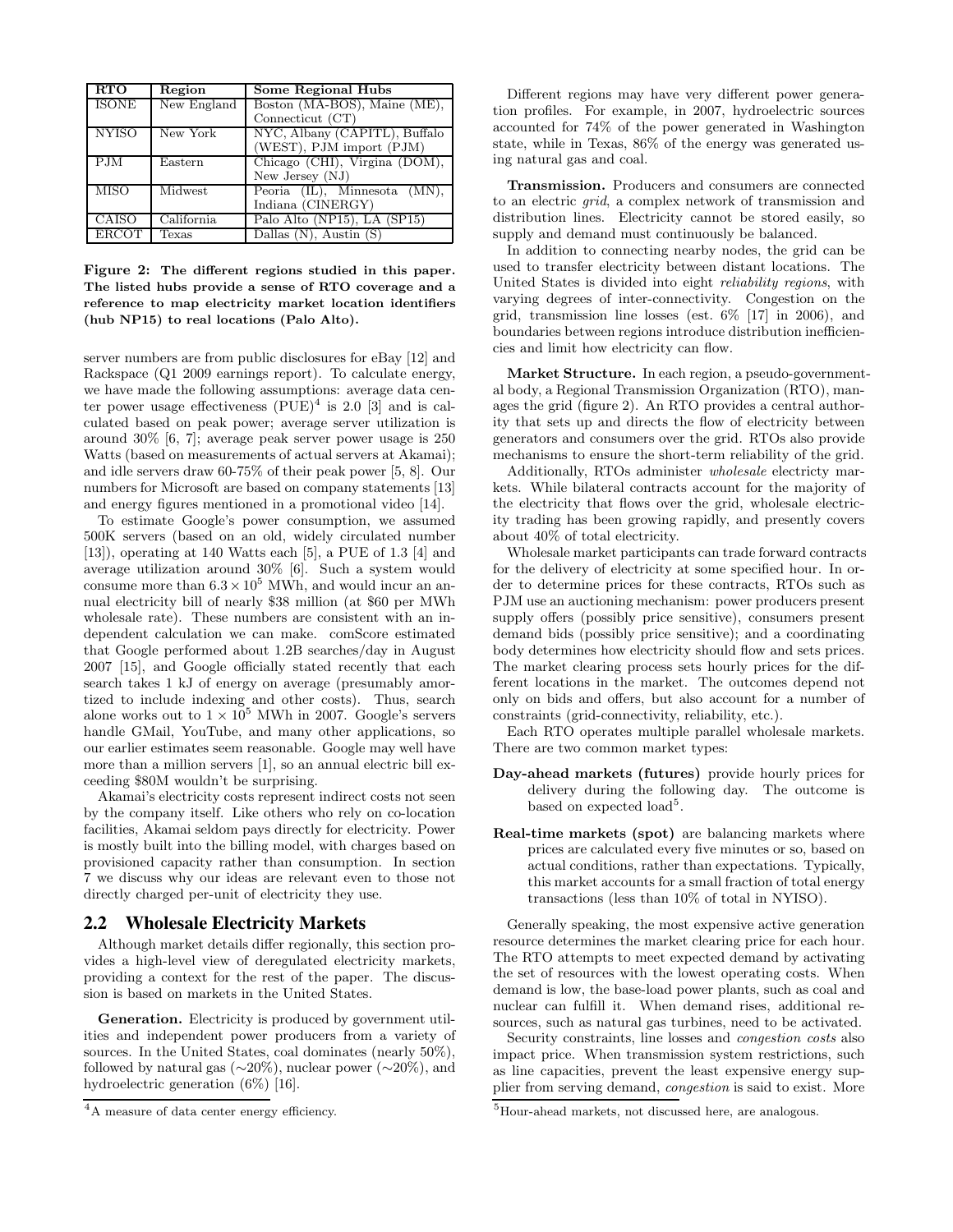| RTO | Region | Some Regional Hubs |
|---|---|---|
| ISONE | New England | Boston (MA-BOS), Maine (ME), Connecticut (CT) |
| NYISO | New York | NYC, Albany (CAPITL), Buffalo (WEST), PJM import (PJM) |
| PJM | Eastern | Chicago (CHI), Virgina (DOM), New Jersey (NJ) |
| MISO | Midwest | Peoria (IL), Minnesota (MN), Indiana (CINERGY) |
| CAISO | California | Palo Alto (NP15), LA (SP15) |
| ERCOT | Texas | Dallas (N), Austin (S) |

**Figure 2: The different regions studied in this paper. The listed hubs provide a sense of RTO coverage and a reference to map electricity market location identifiers (hub NP15) to real locations (Palo Alto).**

server numbers are from public disclosures for eBay [12] and Rackspace (Q1 2009 earnings report). To calculate energy, we have made the following assumptions: average data center power usage effectiveness (PUE)[4] is 2.0 [3] and is calculated based on peak power; average server utilization is around 30% [6, 7]; average peak server power usage is 250 Watts (based on measurements of actual servers at Akamai); and idle servers draw 60-75% of their peak power [5, 8]. Our numbers for Microsoft are based on company statements [13] and energy figures mentioned in a promotional video [14].

To estimate Google's power consumption, we assumed 500K servers (based on an old, widely circulated number [13]), operating at 140 Watts each [5], a PUE of 1.3 [4] and average utilization around 30% [6]. Such a system would consume more than $6.3 \times 10^5$ MWh, and would incur an annual electricity bill of nearly \$38 million (at \$60 per MWh wholesale rate). These numbers are consistent with an independent calculation we can make. comScore estimated that Google performed about 1.2B searches/day in August 2007 [15], and Google officially stated recently that each search takes 1 kJ of energy on average (presumably amortized to include indexing and other costs). Thus, search alone works out to $1 \times 10^5$ MWh in 2007. Google's servers handle GMail, YouTube, and many other applications, so our earlier estimates seem reasonable. Google may well have more than a million servers [1], so an annual electric bill exceeding \$80M wouldn't be surprising.

Akamai's electricity costs represent indirect costs not seen by the company itself. Like others who rely on co-location facilities, Akamai seldom pays directly for electricity. Power is mostly built into the billing model, with charges based on provisioned capacity rather than consumption. In section 7 we discuss why our ideas are relevant even to those not directly charged per-unit of electricity they use.

## 2.2 Wholesale Electricity Markets

Although market details differ regionally, this section provides a high-level view of deregulated electricity markets, providing a context for the rest of the paper. The discussion is based on markets in the United States.

**Generation.** Electricity is produced by government utilities and independent power producers from a variety of sources. In the United States, coal dominates (nearly 50%), followed by natural gas (~20%), nuclear power (~20%), and hydroelectric generation (6%) [16].

Different regions may have very different power generation profiles. For example, in 2007, hydroelectric sources accounted for 74% of the power generated in Washington state, while in Texas, 86% of the energy was generated using natural gas and coal.

**Transmission.** Producers and consumers are connected to an electric *grid*, a complex network of transmission and distribution lines. Electricity cannot be stored easily, so supply and demand must continuously be balanced.

In addition to connecting nearby nodes, the grid can be used to transfer electricity between distant locations. The United States is divided into eight *reliability regions*, with varying degrees of inter-connectivity. Congestion on the grid, transmission line losses (est. 6% [17] in 2006), and boundaries between regions introduce distribution inefficiencies and limit how electricity can flow.

**Market Structure.** In each region, a pseudo-governmental body, a Regional Transmission Organization (RTO), manages the grid (figure 2). An RTO provides a central authority that sets up and directs the flow of electricity between generators and consumers over the grid. RTOs also provide mechanisms to ensure the short-term reliability of the grid.

Additionally, RTOs administer *wholesale* electricty markets. While bilateral contracts account for the majority of the electricity that flows over the grid, wholesale electricity trading has been growing rapidly, and presently covers about 40% of total electricity.

Wholesale market participants can trade forward contracts for the delivery of electricity at some specified hour. In order to determine prices for these contracts, RTOs such as PJM use an auctioning mechanism: power producers present supply offers (possibly price sensitive), consumers present demand bids (possibly price sensitive); and a coordinating body determines how electricity should flow and sets prices. The market clearing process sets hourly prices for the different locations in the market. The outcomes depend not only on bids and offers, but also account for a number of constraints (grid-connectivity, reliability, etc.).

Each RTO operates multiple parallel wholesale markets. There are two common market types:

- **Day-ahead markets (futures)** provide hourly prices for delivery during the following day. The outcome is based on expected load[5].
- **Real-time markets (spot)** are balancing markets where prices are calculated every five minutes or so, based on actual conditions, rather than expectations. Typically, this market accounts for a small fraction of total energy transactions (less than 10% of total in NYISO).

Generally speaking, the most expensive active generation resource determines the market clearing price for each hour. The RTO attempts to meet expected demand by activating the set of resources with the lowest operating costs. When demand is low, the base-load power plants, such as coal and nuclear can fulfill it. When demand rises, additional resources, such as natural gas turbines, need to be activated.

Security constraints, line losses and *congestion costs* also impact price. When transmission system restrictions, such as line capacities, prevent the least expensive energy supplier from serving demand, *congestion* is said to exist. More

[4] A measure of data center energy efficiency.

[5] Hour-ahead markets, not discussed here, are analogous.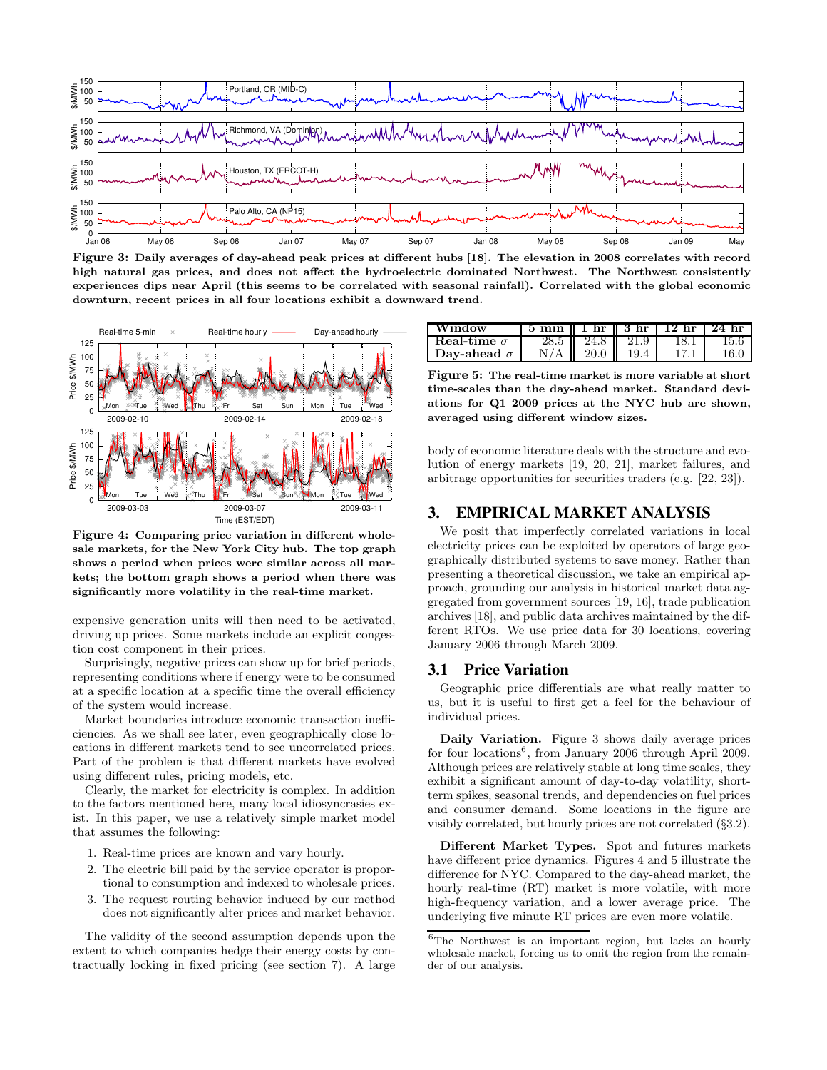Figure 3: Daily averages of day-ahead peak prices at different hubs [18]. The elevation in 2008 correlates with record high natural gas prices, and does not affect the hydroelectric dominated Northwest. The Northwest consistently experiences dips near April (this seems to be correlated with seasonal rainfall). Correlated with the global economic downturn, recent prices in all four locations exhibit a downward trend.

Figure 4: Comparing price variation in different wholesale markets, for the New York City hub. The top graph shows a period when prices were similar across all markets; the bottom graph shows a period when there was significantly more volatility in the real-time market.

expensive generation units will then need to be activated, driving up prices. Some markets include an explicit congestion cost component in their prices.

Surprisingly, negative prices can show up for brief periods, representing conditions where if energy were to be consumed at a specific location at a specific time the overall efficiency of the system would increase.

Market boundaries introduce economic transaction inefficiencies. As we shall see later, even geographically close locations in different markets tend to see uncorrelated prices. Part of the problem is that different markets have evolved using different rules, pricing models, etc.

Clearly, the market for electricity is complex. In addition to the factors mentioned here, many local idiosyncrasies exist. In this paper, we use a relatively simple market model that assumes the following:

1. Real-time prices are known and vary hourly.
2. The electric bill paid by the service operator is proportional to consumption and indexed to wholesale prices.
3. The request routing behavior induced by our method does not significantly alter prices and market behavior.

The validity of the second assumption depends upon the extent to which companies hedge their energy costs by contractually locking in fixed pricing (see section 7). A large body of economic literature deals with the structure and evolution of energy markets [19, 20, 21], market failures, and arbitrage opportunities for securities traders (e.g. [22, 23]).

| Window | 5 min | 1 hr | 3 hr | 12 hr | 24 hr |
|---|---|---|---|---|---|
| **Real-time $\sigma$** | 28.5 | 24.8 | 21.9 | 18.1 | 15.6 |
| **Day-ahead $\sigma$** | N/A | 20.0 | 19.4 | 17.1 | 16.0 |

Figure 5: The real-time market is more variable at short time-scales than the day-ahead market. Standard deviations for Q1 2009 prices at the NYC hub are shown, averaged using different window sizes.

## 3. EMPIRICAL MARKET ANALYSIS

We posit that imperfectly correlated variations in local electricity prices can be exploited by operators of large geographically distributed systems to save money. Rather than presenting a theoretical discussion, we take an empirical approach, grounding our analysis in historical market data aggregated from government sources [19, 16], trade publication archives [18], and public data archives maintained by the different RTOs. We use price data for 30 locations, covering January 2006 through March 2009.

### 3.1 Price Variation

Geographic price differentials are what really matter to us, but it is useful to first get a feel for the behaviour of individual prices.

**Daily Variation.** Figure 3 shows daily average prices for four locations[6], from January 2006 through April 2009. Although prices are relatively stable at long time scales, they exhibit a significant amount of day-to-day volatility, short-term spikes, seasonal trends, and dependencies on fuel prices and consumer demand. Some locations in the figure are visibly correlated, but hourly prices are not correlated (§3.2).

**Different Market Types.** Spot and futures markets have different price dynamics. Figures 4 and 5 illustrate the difference for NYC. Compared to the day-ahead market, the hourly real-time (RT) market is more volatile, with more high-frequency variation, and a lower average price. The underlying five minute RT prices are even more volatile.

[6] The Northwest is an important region, but lacks an hourly wholesale market, forcing us to omit the region from the remainder of our analysis.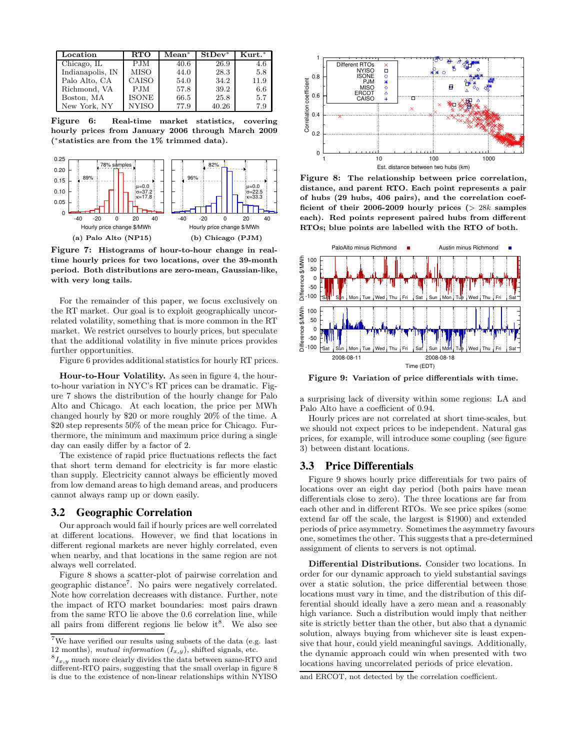| Location | RTO | Mean* | StDev* | Kurt.* |
|---|---|---|---|---|
| Chicago, IL | PJM | 40.6 | 26.9 | 4.6 |
| Indianapolis, IN | MISO | 44.0 | 28.3 | 5.8 |
| Palo Alto, CA | CAISO | 54.0 | 34.2 | 11.9 |
| Richmond, VA | PJM | 57.8 | 39.2 | 6.6 |
| Boston, MA | ISONE | 66.5 | 25.8 | 5.7 |
| New York, NY | NYISO | 77.9 | 40.26 | 7.9 |

**Figure 6: Real-time market statistics, covering hourly prices from January 2006 through March 2009 (*statistics are from the 1% trimmed data).**

(a) Palo Alto (NP15) (b) Chicago (PJM)

**Figure 7: Histograms of hour-to-hour change in real-time hourly prices for two locations, over the 39-month period. Both distributions are zero-mean, Gaussian-like, with very long tails.**

For the remainder of this paper, we focus exclusively on the RT market. Our goal is to exploit geographically uncorrelated volatility, something that is more common in the RT market. We restrict ourselves to hourly prices, but speculate that the additional volatility in five minute prices provides further opportunities.

Figure 6 provides additional statistics for hourly RT prices.

**Hour-to-Hour Volatility.** As seen in figure 4, the hour-to-hour variation in NYC's RT prices can be dramatic. Figure 7 shows the distribution of the hourly change for Palo Alto and Chicago. At each location, the price per MWh changed hourly by \$20 or more roughly 20% of the time. A \$20 step represents 50% of the mean price for Chicago. Furthermore, the minimum and maximum price during a single day can easily differ by a factor of 2.

The existence of rapid price fluctuations reflects the fact that short term demand for electricity is far more elastic than supply. Electricity cannot always be efficiently moved from low demand areas to high demand areas, and producers cannot always ramp up or down easily.

## 3.2 Geographic Correlation

Our approach would fail if hourly prices are well correlated at different locations. However, we find that locations in different regional markets are never highly correlated, even when nearby, and that locations in the same region are not always well correlated.

Figure 8 shows a scatter-plot of pairwise correlation and geographic distance[7]. No pairs were negatively correlated. Note how correlation decreases with distance. Further, note the impact of RTO market boundaries: most pairs drawn from the same RTO lie above the 0.6 correlation line, while all pairs from different regions lie below it[8]. We also see a surprising lack of diversity within some regions: LA and Palo Alto have a coefficient of 0.94.

Hourly prices are not correlated at short time-scales, but we should not expect prices to be independent. Natural gas prices, for example, will introduce some coupling (see figure 3) between distant locations.

**Figure 8: The relationship between price correlation, distance, and parent RTO. Each point represents a pair of hubs (29 hubs, 406 pairs), and the correlation coefficient of their 2006-2009 hourly prices (> $28k$ samples each). Red points represent paired hubs from different RTOs; blue points are labelled with the RTO of both.**

**Figure 9: Variation of price differentials with time.**

## 3.3 Price Differentials

Figure 9 shows hourly price differentials for two pairs of locations over an eight day period (both pairs have mean differentials close to zero). The three locations are far from each other and in different RTOs. We see price spikes (some extend far off the scale, the largest is \$1900) and extended periods of price asymmetry. Sometimes the asymmetry favours one, sometimes the other. This suggests that a pre-determined assignment of clients to servers is not optimal.

**Differential Distributions.** Consider two locations. In order for our dynamic approach to yield substantial savings over a static solution, the price differential between those locations must vary in time, and the distribution of this differential should ideally have a zero mean and a reasonably high variance. Such a distribution would imply that neither site is strictly better than the other, but also that a dynamic solution, always buying from whichever site is least expensive that hour, could yield meaningful savings. Additionally, the dynamic approach could win when presented with two locations having uncorrelated periods of price elevation.

[7] We have verified our results using subsets of the data (e.g. last 12 months), *mutual information* ($I_{x,y}$), shifted signals, etc.

[8] $I_{x,y}$ much more clearly divides the data between same-RTO and different-RTO pairs, suggesting that the small overlap in figure 8 is due to the existence of non-linear relationships within NYISO and ERCOT, not detected by the correlation coefficient.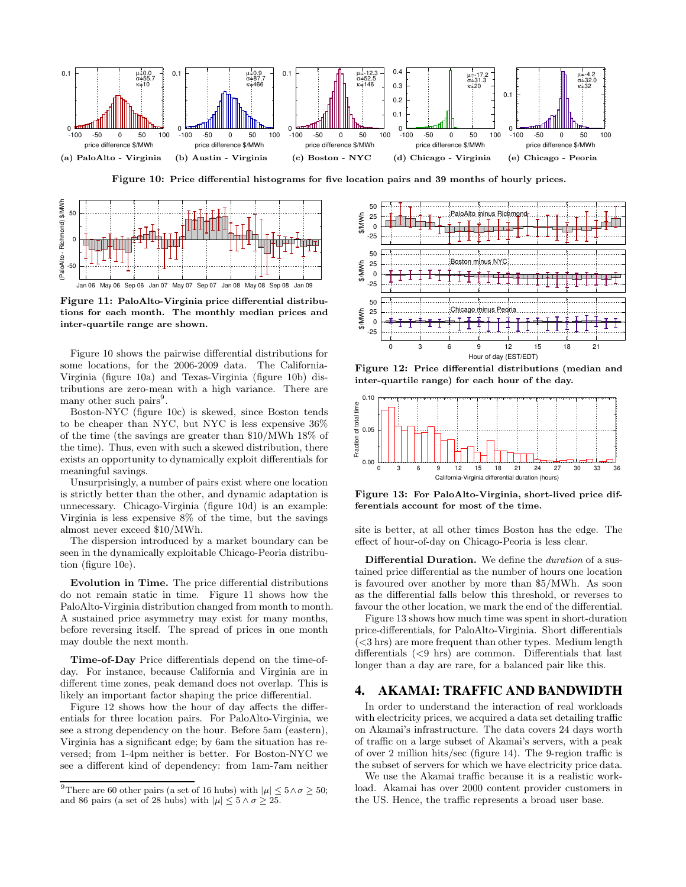Figure 10: Price differential histograms for five location pairs and 39 months of hourly prices.

Figure 11: PaloAlto-Virginia price differential distributions for each month. The monthly median prices and inter-quartile range are shown.

Figure 12: Price differential distributions (median and inter-quartile range) for each hour of the day.

Figure 13: For PaloAlto-Virginia, short-lived price differentials account for most of the time.

Figure 10 shows the pairwise differential distributions for some locations, for the 2006-2009 data. The California-Virginia (figure 10a) and Texas-Virginia (figure 10b) distributions are zero-mean with a high variance. There are many other such pairs[9].

Boston-NYC (figure 10c) is skewed, since Boston tends to be cheaper than NYC, but NYC is less expensive 36% of the time (the savings are greater than \$10/MWh 18% of the time). Thus, even with such a skewed distribution, there exists an opportunity to dynamically exploit differentials for meaningful savings.

Unsurprisingly, a number of pairs exist where one location is strictly better than the other, and dynamic adaptation is unnecessary. Chicago-Virginia (figure 10d) is an example: Virginia is less expensive 8% of the time, but the savings almost never exceed \$10/MWh.

The dispersion introduced by a market boundary can be seen in the dynamically exploitable Chicago-Peoria distribution (figure 10e).

**Evolution in Time.** The price differential distributions do not remain static in time. Figure 11 shows how the PaloAlto-Virginia distribution changed from month to month. A sustained price asymmetry may exist for many months, before reversing itself. The spread of prices in one month may double the next month.

**Time-of-Day** Price differentials depend on the time-of-day. For instance, because California and Virginia are in different time zones, peak demand does not overlap. This is likely an important factor shaping the price differential.

Figure 12 shows how the hour of day affects the differentials for three location pairs. For PaloAlto-Virginia, we see a strong dependency on the hour. Before 5am (eastern), Virginia has a significant edge; by 6am the situation has reversed; from 1-4pm neither is better. For Boston-NYC we see a different kind of dependency: from 1am-7am neither site is better, at all other times Boston has the edge. The effect of hour-of-day on Chicago-Peoria is less clear.

**Differential Duration.** We define the *duration* of a sustained price differential as the number of hours one location is favoured over another by more than \$5/MWh. As soon as the differential falls below this threshold, or reverses to favour the other location, we mark the end of the differential.

Figure 13 shows how much time was spent in short-duration price-differentials, for PaloAlto-Virginia. Short differentials (<3 hrs) are more frequent than other types. Medium length differentials (<9 hrs) are common. Differentials that last longer than a day are rare, for a balanced pair like this.

## 4. AKAMAI: TRAFFIC AND BANDWIDTH

In order to understand the interaction of real workloads with electricity prices, we acquired a data set detailing traffic on Akamai's infrastructure. The data covers 24 days worth of traffic on a large subset of Akamai's servers, with a peak of over 2 million hits/sec (figure 14). The 9-region traffic is the subset of servers for which we have electricity price data.

We use the Akamai traffic because it is a realistic workload. Akamai has over 2000 content provider customers in the US. Hence, the traffic represents a broad user base.

[9] There are 60 other pairs (a set of 16 hubs) with $|\mu| \leq 5 \wedge \sigma \geq 50$; and 86 pairs (a set of 28 hubs) with $|\mu| \leq 5 \wedge \sigma \geq 25$.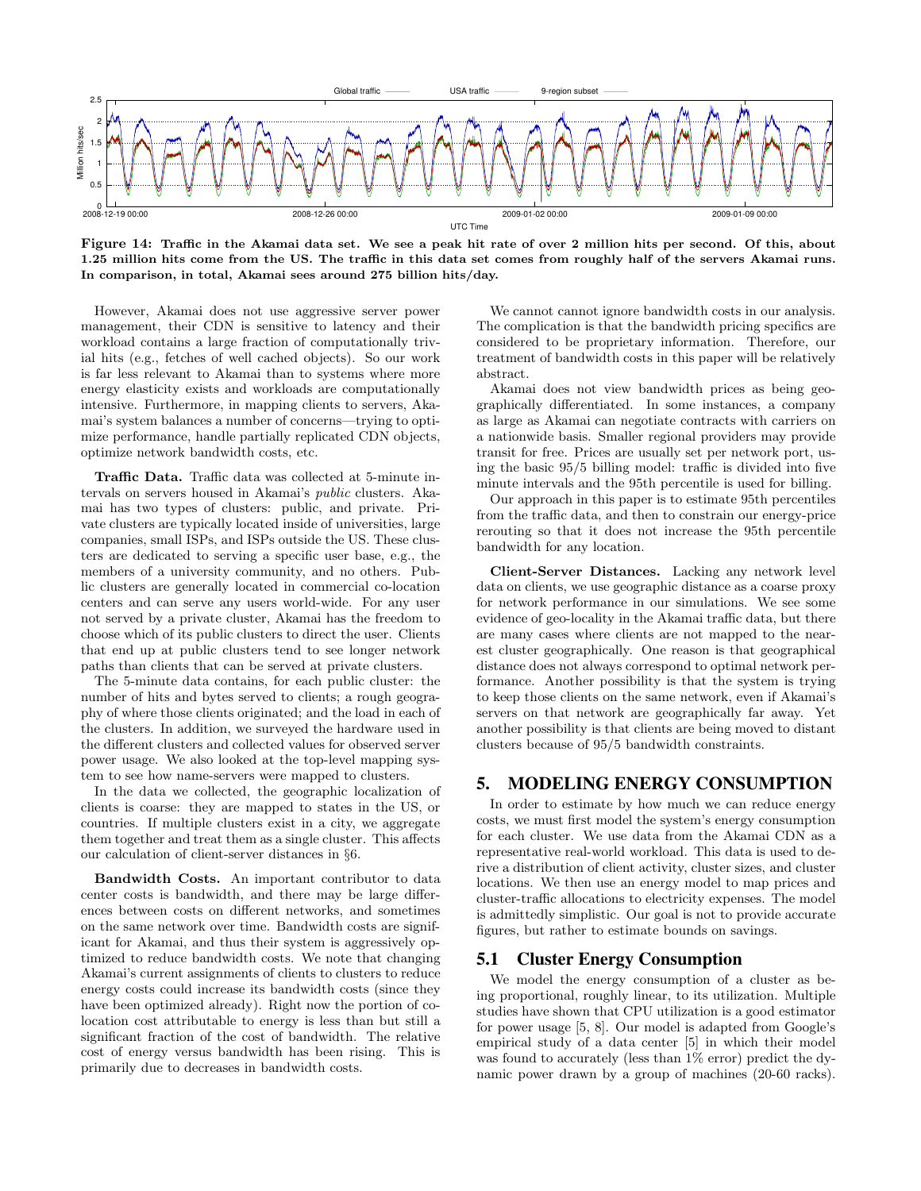Global traffic
USA traffic
9-region subset

Million hits/sec

2.5
2
1.5
1
0.5
0

2008-12-19 00:00
2008-12-26 00:00
2009-01-02 00:00
2009-01-09 00:00

UTC Time

**Figure 14: Traffic in the Akamai data set. We see a peak hit rate of over 2 million hits per second. Of this, about 1.25 million hits come from the US. The traffic in this data set comes from roughly half of the servers Akamai runs. In comparison, in total, Akamai sees around 275 billion hits/day.**

However, Akamai does not use aggressive server power management, their CDN is sensitive to latency and their workload contains a large fraction of computationally trivial hits (e.g., fetches of well cached objects). So our work is far less relevant to Akamai than to systems where more energy elasticity exists and workloads are computationally intensive. Furthermore, in mapping clients to servers, Akamai's system balances a number of concerns—trying to optimize performance, handle partially replicated CDN objects, optimize network bandwidth costs, etc.

**Traffic Data.** Traffic data was collected at 5-minute intervals on servers housed in Akamai's *public* clusters. Akamai has two types of clusters: public, and private. Private clusters are typically located inside of universities, large companies, small ISPs, and ISPs outside the US. These clusters are dedicated to serving a specific user base, e.g., the members of a university community, and no others. Public clusters are generally located in commercial co-location centers and can serve any users world-wide. For any user not served by a private cluster, Akamai has the freedom to choose which of its public clusters to direct the user. Clients that end up at public clusters tend to see longer network paths than clients that can be served at private clusters.

The 5-minute data contains, for each public cluster: the number of hits and bytes served to clients; a rough geography of where those clients originated; and the load in each of the clusters. In addition, we surveyed the hardware used in the different clusters and collected values for observed server power usage. We also looked at the top-level mapping system to see how name-servers were mapped to clusters.

In the data we collected, the geographic localization of clients is coarse: they are mapped to states in the US, or countries. If multiple clusters exist in a city, we aggregate them together and treat them as a single cluster. This affects our calculation of client-server distances in §6.

**Bandwidth Costs.** An important contributor to data center costs is bandwidth, and there may be large differences between costs on different networks, and sometimes on the same network over time. Bandwidth costs are significant for Akamai, and thus their system is aggressively optimized to reduce bandwidth costs. We note that changing Akamai's current assignments of clients to clusters to reduce energy costs could increase its bandwidth costs (since they have been optimized already). Right now the portion of colocation cost attributable to energy is less than but still a significant fraction of the cost of bandwidth. The relative cost of energy versus bandwidth has been rising. This is primarily due to decreases in bandwidth costs.

We cannot cannot ignore bandwidth costs in our analysis. The complication is that the bandwidth pricing specifics are considered to be proprietary information. Therefore, our treatment of bandwidth costs in this paper will be relatively abstract.

Akamai does not view bandwidth prices as being geographically differentiated. In some instances, a company as large as Akamai can negotiate contracts with carriers on a nationwide basis. Smaller regional providers may provide transit for free. Prices are usually set per network port, using the basic 95/5 billing model: traffic is divided into five minute intervals and the 95th percentile is used for billing.

Our approach in this paper is to estimate 95th percentiles from the traffic data, and then to constrain our energy-price rerouting so that it does not increase the 95th percentile bandwidth for any location.

**Client-Server Distances.** Lacking any network level data on clients, we use geographic distance as a coarse proxy for network performance in our simulations. We see some evidence of geo-locality in the Akamai traffic data, but there are many cases where clients are not mapped to the nearest cluster geographically. One reason is that geographical distance does not always correspond to optimal network performance. Another possibility is that the system is trying to keep those clients on the same network, even if Akamai's servers on that network are geographically far away. Yet another possibility is that clients are being moved to distant clusters because of 95/5 bandwidth constraints.

## 5. MODELING ENERGY CONSUMPTION

In order to estimate by how much we can reduce energy costs, we must first model the system's energy consumption for each cluster. We use data from the Akamai CDN as a representative real-world workload. This data is used to derive a distribution of client activity, cluster sizes, and cluster locations. We then use an energy model to map prices and cluster-traffic allocations to electricity expenses. The model is admittedly simplistic. Our goal is not to provide accurate figures, but rather to estimate bounds on savings.

### 5.1 Cluster Energy Consumption

We model the energy consumption of a cluster as being proportional, roughly linear, to its utilization. Multiple studies have shown that CPU utilization is a good estimator for power usage [5, 8]. Our model is adapted from Google's empirical study of a data center [5] in which their model was found to accurately (less than 1% error) predict the dynamic power drawn by a group of machines (20-60 racks).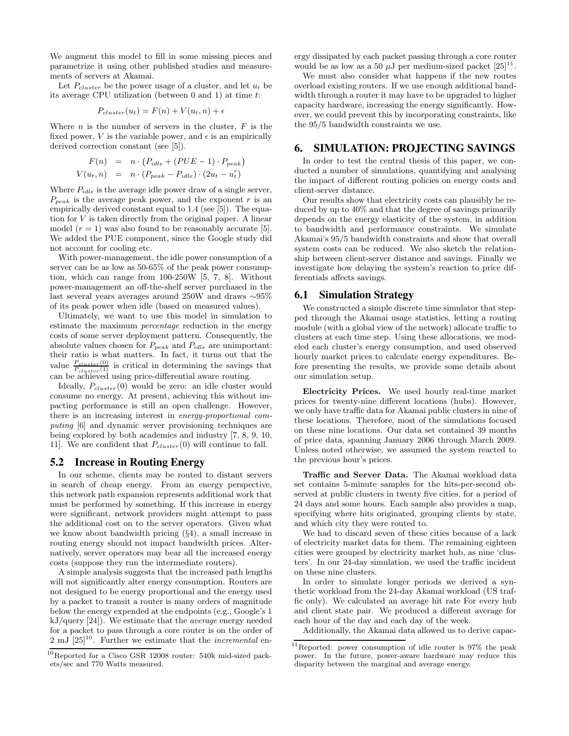We augment this model to fill in some missing pieces and parametrize it using other published studies and measurements of servers at Akamai.

Let $P_{cluster}$ be the power usage of a cluster, and let $u_t$ be its average CPU utilization (between 0 and 1) at time $t$:

$$P_{cluster}(u_t) = F(n) + V(u_t, n) + \epsilon$$

Where $n$ is the number of servers in the cluster, $F$ is the fixed power, $V$ is the variable power, and $\epsilon$ is an empirically derived correction constant (see [5]).

$$\begin{aligned} F(n) &= n \cdot \left(P_{idle} + (PUE - 1) \cdot P_{peak}\right) \\ V(u_t, n) &= n \cdot (P_{peak} - P_{idle}) \cdot (2u_t - u_t^r) \end{aligned}$$

Where $P_{idle}$ is the average idle power draw of a single server, $P_{peak}$ is the average peak power, and the exponent $r$ is an empirically derived constant equal to 1.4 (see [5]). The equation for $V$ is taken directly from the original paper. A linear model ($r = 1$) was also found to be reasonably accurate [5]. We added the PUE component, since the Google study did not account for cooling etc.

With power-management, the idle power consumption of a server can be as low as 50-65% of the peak power consumption, which can range from 100-250W [5, 7, 8]. Without power-management an off-the-shelf server purchased in the last several years averages around 250W and draws ∼95% of its peak power when idle (based on measured values).

Ultimately, we want to use this model in simulation to estimate the maximum *percentage* reduction in the energy costs of some server deployment pattern. Consequently, the absolute values chosen for $P_{peak}$ and $P_{idle}$ are unimportant: their ratio is what matters. In fact, it turns out that the value $\frac{P_{cluster}(0)}{P_{cluster}(1)}$ is critical in determining the savings that can be achieved using price-differential aware routing.

Ideally, $P_{cluster}(0)$ would be zero: an idle cluster would consume no energy. At present, achieving this without impacting performance is still an open challenge. However, there is an increasing interest in *energy-proportional computing* [6] and dynamic server provisioning techniques are being explored by both academics and industry [7, 8, 9, 10, 11]. We are confident that $P_{cluster}(0)$ will continue to fall.

## 5.2 Increase in Routing Energy

In our scheme, clients may be routed to distant servers in search of cheap energy. From an energy perspective, this network path expansion represents additional work that must be performed by something. If this increase in energy were significant, network providers might attempt to pass the additional cost on to the server operators. Given what we know about bandwidth pricing (§4), a small increase in routing energy should not impact bandwidth prices. Alternatively, server operators may bear all the increased energy costs (suppose they run the intermediate routers).

A simple analysis suggests that the increased path lengths will not significantly alter energy consumption. Routers are not designed to be energy proportional and the energy used by a packet to transit a router is many orders of magnitude below the energy expended at the endpoints (e.g., Google's 1 kJ/query [24]). We estimate that the *average* energy needed for a packet to pass through a core router is on the order of 2 mJ [25][10]. Further we estimate that the *incremental* energy dissipated by each packet passing through a core router would be as low as a 50 μJ per medium-sized packet [25][11].

We must also consider what happens if the new routes overload existing routers. If we use enough additional bandwidth through a router it may have to be upgraded to higher capacity hardware, increasing the energy significantly. However, we could prevent this by incorporating constraints, like the 95/5 bandwidth constraints we use.

# 6. SIMULATION: PROJECTING SAVINGS

In order to test the central thesis of this paper, we conducted a number of simulations, quantifying and analysing the impact of different routing policies on energy costs and client-server distance.

Our results show that electricity costs can plausibly be reduced by up to 40% and that the degree of savings primarily depends on the energy elasticity of the system, in addition to bandwidth and performance constraints. We simulate Akamai's 95/5 bandwidth constraints and show that overall system costs can be reduced. We also sketch the relationship between client-server distance and savings. Finally we investigate how delaying the system's reaction to price differentials affects savings.

## 6.1 Simulation Strategy

We constructed a simple discrete time simulator that stepped through the Akamai usage statistics, letting a routing module (with a global view of the network) allocate traffic to clusters at each time step. Using these allocations, we modeled each cluster's energy consumption, and used observed hourly market prices to calculate energy expenditures. Before presenting the results, we provide some details about our simulation setup.

**Electricity Prices.** We used hourly real-time market prices for twenty-nine different locations (hubs). However, we only have traffic data for Akamai public clusters in nine of these locations. Therefore, most of the simulations focused on these nine locations. Our data set contained 39 months of price data, spanning January 2006 through March 2009. Unless noted otherwise, we assumed the system reacted to the previous hour's prices.

**Traffic and Server Data.** The Akamai workload data set contains 5-minute samples for the hits-per-second observed at public clusters in twenty five cities, for a period of 24 days and some hours. Each sample also provides a map, specifying where hits originated, grouping clients by state, and which city they were routed to.

We had to discard seven of these cities because of a lack of electricity market data for them. The remaining eighteen cities were grouped by electricity market hub, as nine 'clusters'. In our 24-day simulation, we used the traffic incident on these nine clusters.

In order to simulate longer periods we derived a synthetic workload from the 24-day Akamai workload (US traffic only). We calculated an average hit rate For every hub and client state pair. We produced a different average for each hour of the day and each day of the week.

Additionally, the Akamai data allowed us to derive capac-

[10] Reported for a Cisco GSR 12008 router: 540k mid-sized packets/sec and 770 Watts measured.

[11] Reported: power consumption of idle router is 97% the peak power. In the future, power-aware hardware may reduce this disparity between the marginal and average energy.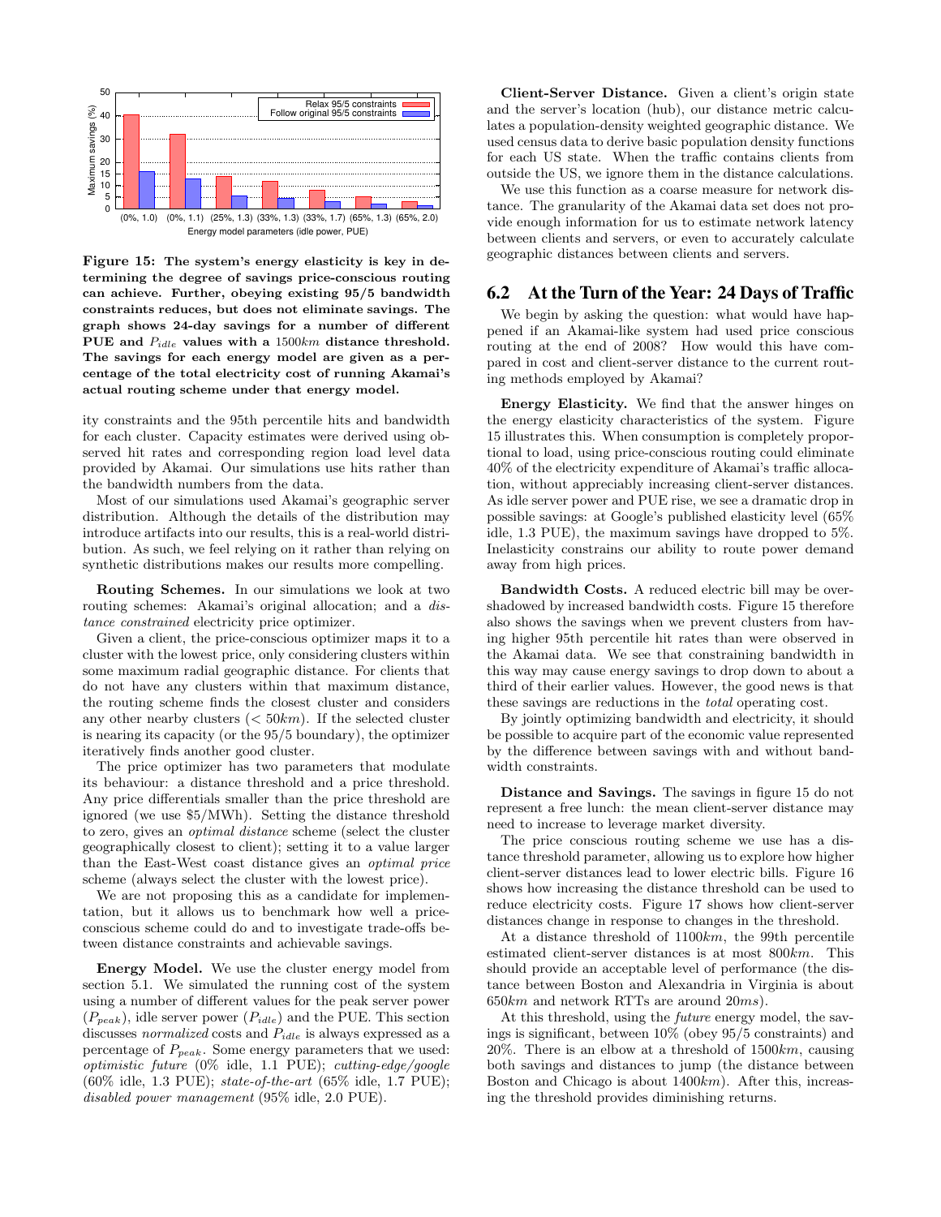Figure 15: The system's energy elasticity is key in determining the degree of savings price-conscious routing can achieve. Further, obeying existing 95/5 bandwidth constraints reduces, but does not eliminate savings. The graph shows 24-day savings for a number of different PUE and $P_{idle}$ values with a $1500km$ distance threshold. The savings for each energy model are given as a percentage of the total electricity cost of running Akamai's actual routing scheme under that energy model.

ity constraints and the 95th percentile hits and bandwidth for each cluster. Capacity estimates were derived using observed hit rates and corresponding region load level data provided by Akamai. Our simulations use hits rather than the bandwidth numbers from the data.

Most of our simulations used Akamai's geographic server distribution. Although the details of the distribution may introduce artifacts into our results, this is a real-world distribution. As such, we feel relying on it rather than relying on synthetic distributions makes our results more compelling.

**Routing Schemes.** In our simulations we look at two routing schemes: Akamai's original allocation; and a *distance constrained* electricity price optimizer.

Given a client, the price-conscious optimizer maps it to a cluster with the lowest price, only considering clusters within some maximum radial geographic distance. For clients that do not have any clusters within that maximum distance, the routing scheme finds the closest cluster and considers any other nearby clusters ($< 50km$). If the selected cluster is nearing its capacity (or the 95/5 boundary), the optimizer iteratively finds another good cluster.

The price optimizer has two parameters that modulate its behaviour: a distance threshold and a price threshold. Any price differentials smaller than the price threshold are ignored (we use \$5/MWh). Setting the distance threshold to zero, gives an *optimal distance* scheme (select the cluster geographically closest to client); setting it to a value larger than the East-West coast distance gives an *optimal price* scheme (always select the cluster with the lowest price).

We are not proposing this as a candidate for implementation, but it allows us to benchmark how well a price-conscious scheme could do and to investigate trade-offs between distance constraints and achievable savings.

**Energy Model.** We use the cluster energy model from section 5.1. We simulated the running cost of the system using a number of different values for the peak server power ($P_{peak}$), idle server power ($P_{idle}$) and the PUE. This section discusses *normalized* costs and $P_{idle}$ is always expressed as a percentage of $P_{peak}$. Some energy parameters that we used: *optimistic future* (0% idle, 1.1 PUE); *cutting-edge/google* (60% idle, 1.3 PUE); *state-of-the-art* (65% idle, 1.7 PUE); *disabled power management* (95% idle, 2.0 PUE).

**Client-Server Distance.** Given a client's origin state and the server's location (hub), our distance metric calculates a population-density weighted geographic distance. We used census data to derive basic population density functions for each US state. When the traffic contains clients from outside the US, we ignore them in the distance calculations.

We use this function as a coarse measure for network distance. The granularity of the Akamai data set does not provide enough information for us to estimate network latency between clients and servers, or even to accurately calculate geographic distances between clients and servers.

## 6.2 At the Turn of the Year: 24 Days of Traffic

We begin by asking the question: what would have happened if an Akamai-like system had used price conscious routing at the end of 2008? How would this have compared in cost and client-server distance to the current routing methods employed by Akamai?

**Energy Elasticity.** We find that the answer hinges on the energy elasticity characteristics of the system. Figure 15 illustrates this. When consumption is completely proportional to load, using price-conscious routing could eliminate 40% of the electricity expenditure of Akamai's traffic allocation, without appreciably increasing client-server distances. As idle server power and PUE rise, we see a dramatic drop in possible savings: at Google's published elasticity level (65% idle, 1.3 PUE), the maximum savings have dropped to 5%. Inelasticity constrains our ability to route power demand away from high prices.

**Bandwidth Costs.** A reduced electric bill may be overshadowed by increased bandwidth costs. Figure 15 therefore also shows the savings when we prevent clusters from having higher 95th percentile hit rates than were observed in the Akamai data. We see that constraining bandwidth in this way may cause energy savings to drop down to about a third of their earlier values. However, the good news is that these savings are reductions in the *total* operating cost.

By jointly optimizing bandwidth and electricity, it should be possible to acquire part of the economic value represented by the difference between savings with and without bandwidth constraints.

**Distance and Savings.** The savings in figure 15 do not represent a free lunch: the mean client-server distance may need to increase to leverage market diversity.

The price conscious routing scheme we use has a distance threshold parameter, allowing us to explore how higher client-server distances lead to lower electric bills. Figure 16 shows how increasing the distance threshold can be used to reduce electricity costs. Figure 17 shows how client-server distances change in response to changes in the threshold.

At a distance threshold of $1100km$, the 99th percentile estimated client-server distances is at most $800km$. This should provide an acceptable level of performance (the distance between Boston and Alexandria in Virginia is about $650km$ and network RTTs are around $20ms$).

At this threshold, using the *future* energy model, the savings is significant, between 10% (obey 95/5 constraints) and 20%. There is an elbow at a threshold of $1500km$, causing both savings and distances to jump (the distance between Boston and Chicago is about $1400km$). After this, increasing the threshold provides diminishing returns.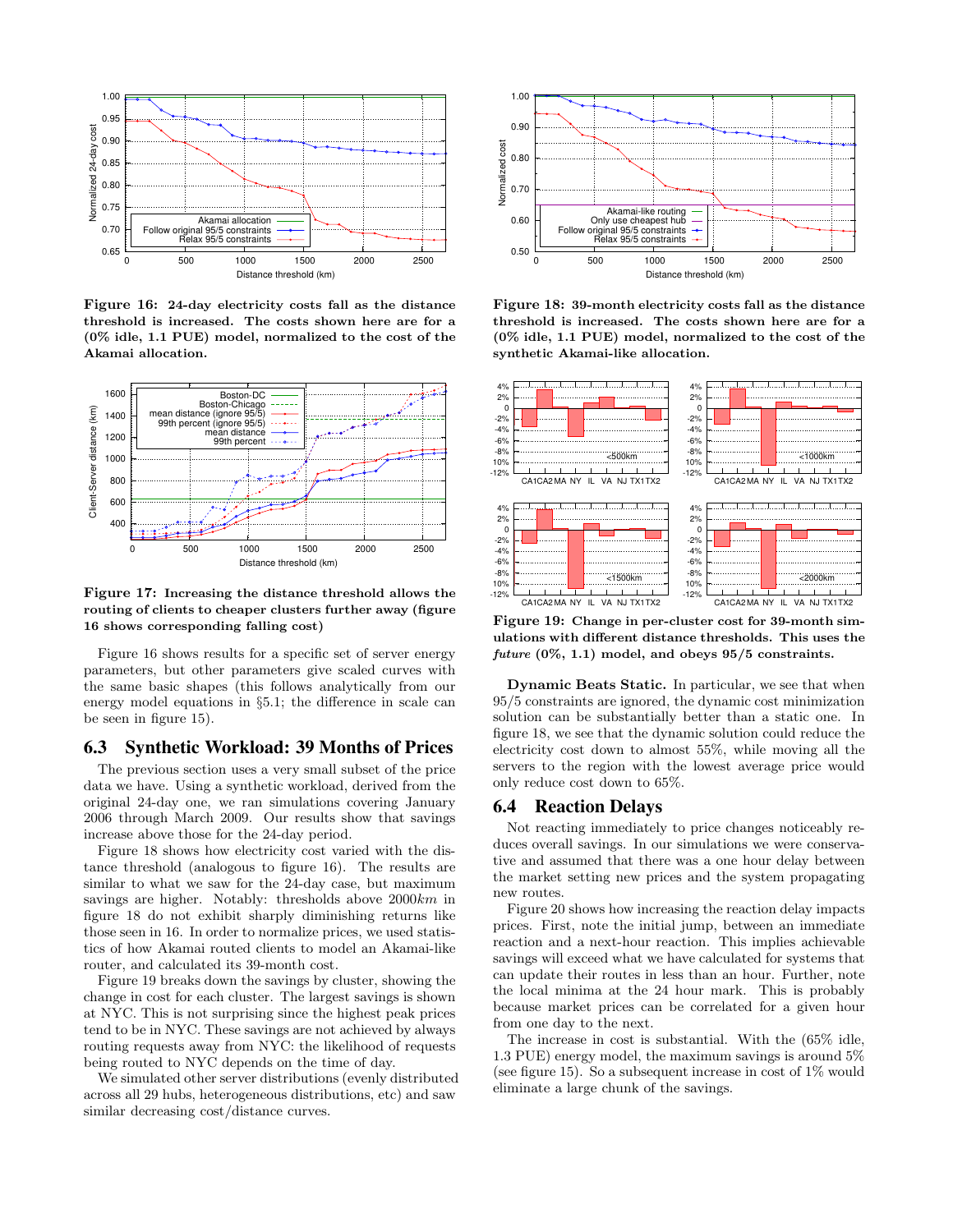Figure 16: 24-day electricity costs fall as the distance threshold is increased. The costs shown here are for a (0% idle, 1.1 PUE) model, normalized to the cost of the Akamai allocation.

Figure 17: Increasing the distance threshold allows the routing of clients to cheaper clusters further away (figure 16 shows corresponding falling cost)

Figure 16 shows results for a specific set of server energy parameters, but other parameters give scaled curves with the same basic shapes (this follows analytically from our energy model equations in §5.1; the difference in scale can be seen in figure 15).

## 6.3 Synthetic Workload: 39 Months of Prices

The previous section uses a very small subset of the price data we have. Using a synthetic workload, derived from the original 24-day one, we ran simulations covering January 2006 through March 2009. Our results show that savings increase above those for the 24-day period.

Figure 18 shows how electricity cost varied with the distance threshold (analogous to figure 16). The results are similar to what we saw for the 24-day case, but maximum savings are higher. Notably: thresholds above 2000*km* in figure 18 do not exhibit sharply diminishing returns like those seen in 16. In order to normalize prices, we used statistics of how Akamai routed clients to model an Akamai-like router, and calculated its 39-month cost.

Figure 19 breaks down the savings by cluster, showing the change in cost for each cluster. The largest savings is shown at NYC. This is not surprising since the highest peak prices tend to be in NYC. These savings are not achieved by always routing requests away from NYC: the likelihood of requests being routed to NYC depends on the time of day.

We simulated other server distributions (evenly distributed across all 29 hubs, heterogeneous distributions, etc) and saw similar decreasing cost/distance curves.

Figure 18: 39-month electricity costs fall as the distance threshold is increased. The costs shown here are for a (0% idle, 1.1 PUE) model, normalized to the cost of the synthetic Akamai-like allocation.

Figure 19: Change in per-cluster cost for 39-month simulations with different distance thresholds. This uses the *future* (0%, 1.1) model, and obeys 95/5 constraints.

**Dynamic Beats Static.** In particular, we see that when 95/5 constraints are ignored, the dynamic cost minimization solution can be substantially better than a static one. In figure 18, we see that the dynamic solution could reduce the electricity cost down to almost 55%, while moving all the servers to the region with the lowest average price would only reduce cost down to 65%.

## 6.4 Reaction Delays

Not reacting immediately to price changes noticeably reduces overall savings. In our simulations we were conservative and assumed that there was a one hour delay between the market setting new prices and the system propagating new routes.

Figure 20 shows how increasing the reaction delay impacts prices. First, note the initial jump, between an immediate reaction and a next-hour reaction. This implies achievable savings will exceed what we have calculated for systems that can update their routes in less than an hour. Further, note the local minima at the 24 hour mark. This is probably because market prices can be correlated for a given hour from one day to the next.

The increase in cost is substantial. With the (65% idle, 1.3 PUE) energy model, the maximum savings is around 5% (see figure 15). So a subsequent increase in cost of 1% would eliminate a large chunk of the savings.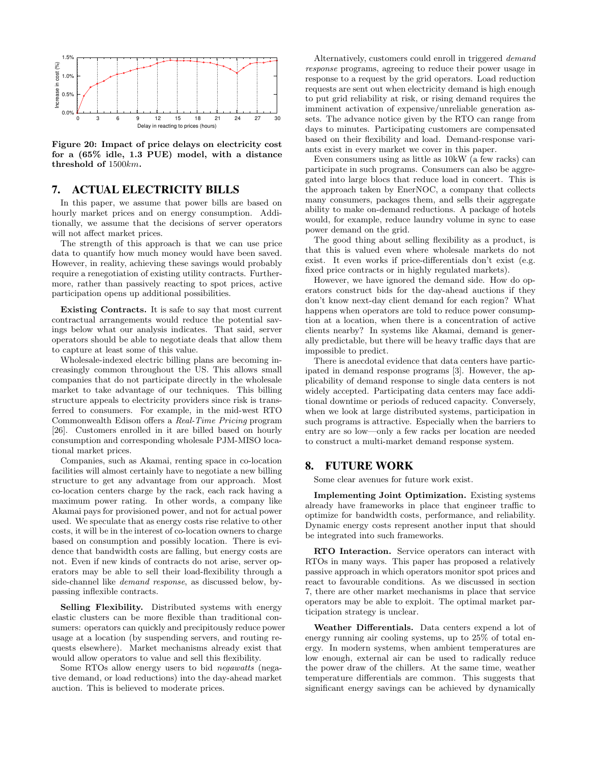Figure 20: Impact of price delays on electricity cost for a (65% idle, 1.3 PUE) model, with a distance threshold of $1500km$.

## 7. ACTUAL ELECTRICITY BILLS

In this paper, we assume that power bills are based on hourly market prices and on energy consumption. Additionally, we assume that the decisions of server operators will not affect market prices.

The strength of this approach is that we can use price data to quantify how much money would have been saved. However, in reality, achieving these savings would probably require a renegotiation of existing utility contracts. Furthermore, rather than passively reacting to spot prices, active participation opens up additional possibilities.

**Existing Contracts.** It is safe to say that most current contractual arrangements would reduce the potential savings below what our analysis indicates. That said, server operators should be able to negotiate deals that allow them to capture at least some of this value.

Wholesale-indexed electric billing plans are becoming increasingly common throughout the US. This allows small companies that do not participate directly in the wholesale market to take advantage of our techniques. This billing structure appeals to electricity providers since risk is transferred to consumers. For example, in the mid-west RTO Commonwealth Edison offers a *Real-Time Pricing* program [26]. Customers enrolled in it are billed based on hourly consumption and corresponding wholesale PJM-MISO locational market prices.

Companies, such as Akamai, renting space in co-location facilities will almost certainly have to negotiate a new billing structure to get any advantage from our approach. Most co-location centers charge by the rack, each rack having a maximum power rating. In other words, a company like Akamai pays for provisioned power, and not for actual power used. We speculate that as energy costs rise relative to other costs, it will be in the interest of co-location owners to charge based on consumption and possibly location. There is evidence that bandwidth costs are falling, but energy costs are not. Even if new kinds of contracts do not arise, server operators may be able to sell their load-flexibility through a side-channel like *demand response*, as discussed below, bypassing inflexible contracts.

**Selling Flexibility.** Distributed systems with energy elastic clusters can be more flexible than traditional consumers: operators can quickly and precipitously reduce power usage at a location (by suspending servers, and routing requests elsewhere). Market mechanisms already exist that would allow operators to value and sell this flexibility.

Some RTOs allow energy users to bid *negawatts* (negative demand, or load reductions) into the day-ahead market auction. This is believed to moderate prices.

Alternatively, customers could enroll in triggered *demand response* programs, agreeing to reduce their power usage in response to a request by the grid operators. Load reduction requests are sent out when electricity demand is high enough to put grid reliability at risk, or rising demand requires the imminent activation of expensive/unreliable generation assets. The advance notice given by the RTO can range from days to minutes. Participating customers are compensated based on their flexibility and load. Demand-response variants exist in every market we cover in this paper.

Even consumers using as little as 10kW (a few racks) can participate in such programs. Consumers can also be aggregated into large blocs that reduce load in concert. This is the approach taken by EnerNOC, a company that collects many consumers, packages them, and sells their aggregate ability to make on-demand reductions. A package of hotels would, for example, reduce laundry volume in sync to ease power demand on the grid.

The good thing about selling flexibility as a product, is that this is valued even where wholesale markets do not exist. It even works if price-differentials don't exist (e.g. fixed price contracts or in highly regulated markets).

However, we have ignored the demand side. How do operators construct bids for the day-ahead auctions if they don't know next-day client demand for each region? What happens when operators are told to reduce power consumption at a location, when there is a concentration of active clients nearby? In systems like Akamai, demand is generally predictable, but there will be heavy traffic days that are impossible to predict.

There is anecdotal evidence that data centers have participated in demand response programs [3]. However, the applicability of demand response to single data centers is not widely accepted. Participating data centers may face additional downtime or periods of reduced capacity. Conversely, when we look at large distributed systems, participation in such programs is attractive. Especially when the barriers to entry are so low—only a few racks per location are needed to construct a multi-market demand response system.

## 8. FUTURE WORK

Some clear avenues for future work exist.

**Implementing Joint Optimization.** Existing systems already have frameworks in place that engineer traffic to optimize for bandwidth costs, performance, and reliability. Dynamic energy costs represent another input that should be integrated into such frameworks.

**RTO Interaction.** Service operators can interact with RTOs in many ways. This paper has proposed a relatively passive approach in which operators monitor spot prices and react to favourable conditions. As we discussed in section 7, there are other market mechanisms in place that service operators may be able to exploit. The optimal market participation strategy is unclear.

**Weather Differentials.** Data centers expend a lot of energy running air cooling systems, up to 25% of total energy. In modern systems, when ambient temperatures are low enough, external air can be used to radically reduce the power draw of the chillers. At the same time, weather temperature differentials are common. This suggests that significant energy savings can be achieved by dynamically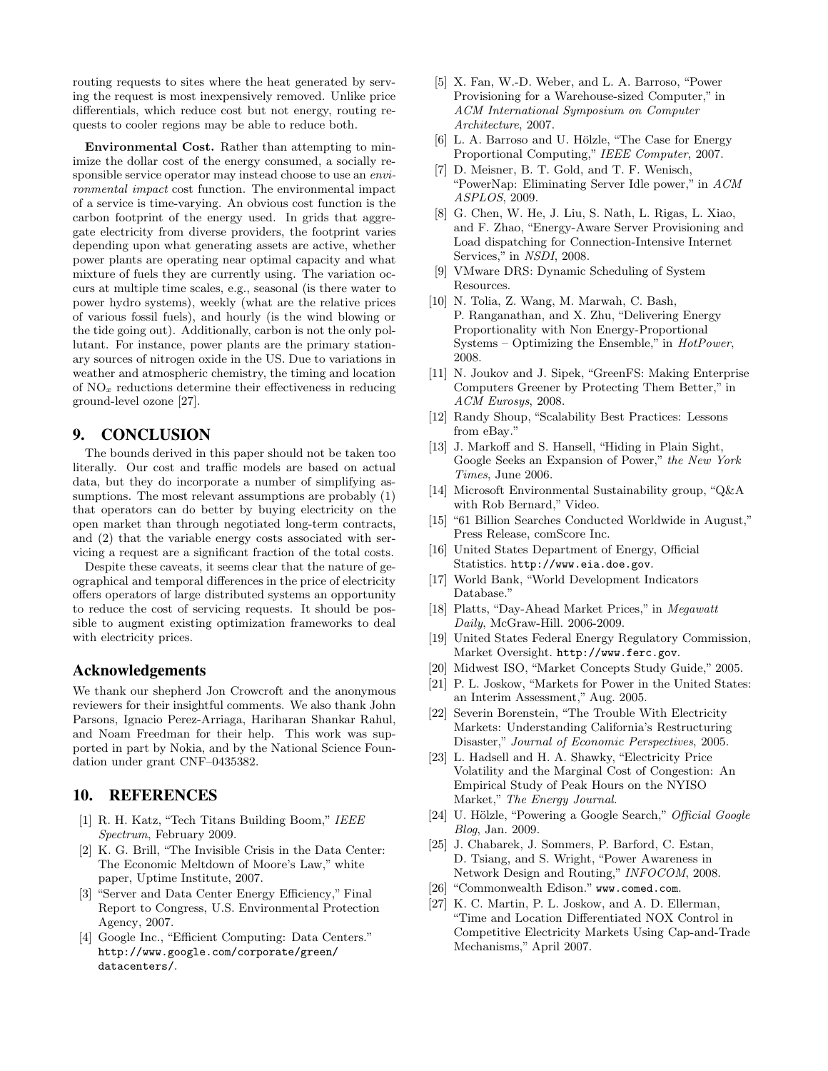routing requests to sites where the heat generated by serving the request is most inexpensively removed. Unlike price differentials, which reduce cost but not energy, routing requests to cooler regions may be able to reduce both.

**Environmental Cost.** Rather than attempting to minimize the dollar cost of the energy consumed, a socially responsible service operator may instead choose to use an *environmental impact* cost function. The environmental impact of a service is time-varying. An obvious cost function is the carbon footprint of the energy used. In grids that aggregate electricity from diverse providers, the footprint varies depending upon what generating assets are active, whether power plants are operating near optimal capacity and what mixture of fuels they are currently using. The variation occurs at multiple time scales, e.g., seasonal (is there water to power hydro systems), weekly (what are the relative prices of various fossil fuels), and hourly (is the wind blowing or the tide going out). Additionally, carbon is not the only pollutant. For instance, power plants are the primary stationary sources of nitrogen oxide in the US. Due to variations in weather and atmospheric chemistry, the timing and location of $NO_x$ reductions determine their effectiveness in reducing ground-level ozone [27].

## 9. CONCLUSION

The bounds derived in this paper should not be taken too literally. Our cost and traffic models are based on actual data, but they do incorporate a number of simplifying assumptions. The most relevant assumptions are probably (1) that operators can do better by buying electricity on the open market than through negotiated long-term contracts, and (2) that the variable energy costs associated with servicing a request are a significant fraction of the total costs.

Despite these caveats, it seems clear that the nature of geographical and temporal differences in the price of electricity offers operators of large distributed systems an opportunity to reduce the cost of servicing requests. It should be possible to augment existing optimization frameworks to deal with electricity prices.

## Acknowledgements

We thank our shepherd Jon Crowcroft and the anonymous reviewers for their insightful comments. We also thank John Parsons, Ignacio Perez-Arriaga, Hariharan Shankar Rahul, and Noam Freedman for their help. This work was supported in part by Nokia, and by the National Science Foundation under grant CNF–0435382.

## 10. REFERENCES

[1] R. H. Katz, "Tech Titans Building Boom," *IEEE Spectrum*, February 2009.

[2] K. G. Brill, "The Invisible Crisis in the Data Center: The Economic Meltdown of Moore's Law," white paper, Uptime Institute, 2007.

[3] "Server and Data Center Energy Efficiency," Final Report to Congress, U.S. Environmental Protection Agency, 2007.

[4] Google Inc., "Efficient Computing: Data Centers." http://www.google.com/corporate/green/datacenters/.

[5] X. Fan, W.-D. Weber, and L. A. Barroso, "Power Provisioning for a Warehouse-sized Computer," in *ACM International Symposium on Computer Architecture*, 2007.

[6] L. A. Barroso and U. Hölzle, "The Case for Energy Proportional Computing," *IEEE Computer*, 2007.

[7] D. Meisner, B. T. Gold, and T. F. Wenisch, "PowerNap: Eliminating Server Idle power," in *ACM ASPLOS*, 2009.

[8] G. Chen, W. He, J. Liu, S. Nath, L. Rigas, L. Xiao, and F. Zhao, "Energy-Aware Server Provisioning and Load dispatching for Connection-Intensive Internet Services," in *NSDI*, 2008.

[9] VMware DRS: Dynamic Scheduling of System Resources.

[10] N. Tolia, Z. Wang, M. Marwah, C. Bash, P. Ranganathan, and X. Zhu, "Delivering Energy Proportionality with Non Energy-Proportional Systems – Optimizing the Ensemble," in *HotPower*, 2008.

[11] N. Joukov and J. Sipek, "GreenFS: Making Enterprise Computers Greener by Protecting Them Better," in *ACM Eurosys*, 2008.

[12] Randy Shoup, "Scalability Best Practices: Lessons from eBay."

[13] J. Markoff and S. Hansell, "Hiding in Plain Sight, Google Seeks an Expansion of Power," *the New York Times*, June 2006.

[14] Microsoft Environmental Sustainability group, "Q&A with Rob Bernard," Video.

[15] "61 Billion Searches Conducted Worldwide in August," Press Release, comScore Inc.

[16] United States Department of Energy, Official Statistics. http://www.eia.doe.gov.

[17] World Bank, "World Development Indicators Database."

[18] Platts, "Day-Ahead Market Prices," in *Megawatt Daily*, McGraw-Hill. 2006-2009.

[19] United States Federal Energy Regulatory Commission, Market Oversight. http://www.ferc.gov.

[20] Midwest ISO, "Market Concepts Study Guide," 2005.

[21] P. L. Joskow, "Markets for Power in the United States: an Interim Assessment," Aug. 2005.

[22] Severin Borenstein, "The Trouble With Electricity Markets: Understanding California's Restructuring Disaster," *Journal of Economic Perspectives*, 2005.

[23] L. Hadsell and H. A. Shawky, "Electricity Price Volatility and the Marginal Cost of Congestion: An Empirical Study of Peak Hours on the NYISO Market," *The Energy Journal*.

[24] U. Hölzle, "Powering a Google Search," *Official Google Blog*, Jan. 2009.

[25] J. Chabarek, J. Sommers, P. Barford, C. Estan, D. Tsiang, and S. Wright, "Power Awareness in Network Design and Routing," *INFOCOM*, 2008.

[26] "Commonwealth Edison." www.comed.com.

[27] K. C. Martin, P. L. Joskow, and A. D. Ellerman, "Time and Location Differentiated NOX Control in Competitive Electricity Markets Using Cap-and-Trade Mechanisms," April 2007.